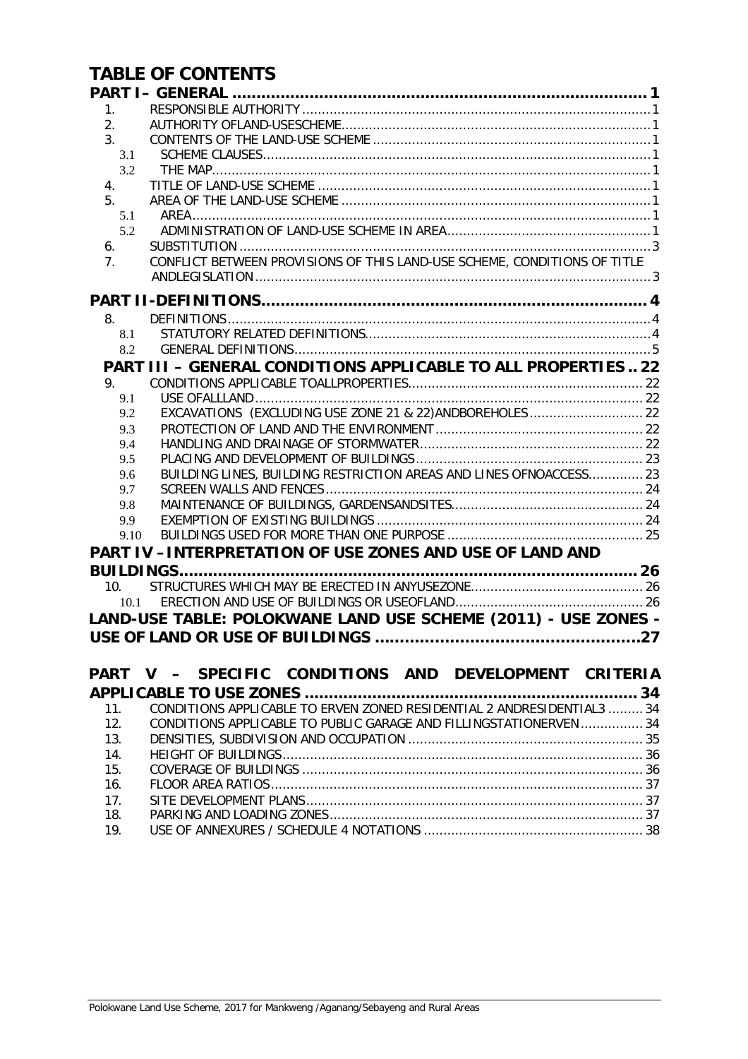# TABLE OF CONTENTS

**PART I – GENERAL ........................................................................................ 1**

1. RESPONSIBLE AUTHORITY ........................................................................................ 1
2. AUTHORITY OFLAND-USESCHEME ........................................................................................ 1
3. CONTENTS OF THE LAND-USE SCHEME ........................................................................................ 1
   - 3.1 SCHEME CLAUSES ........................................................................................ 1
   - 3.2 THE MAP ........................................................................................ 1
4. TITLE OF LAND-USE SCHEME ........................................................................................ 1
5. AREA OF THE LAND-USE SCHEME ........................................................................................ 1
   - 5.1 AREA ........................................................................................ 1
   - 5.2 ADMINISTRATION OF LAND-USE SCHEME IN AREA ........................................................................................ 1
6. SUBSTITUTION ........................................................................................ 3
7. CONFLICT BETWEEN PROVISIONS OF THIS LAND-USE SCHEME, CONDITIONS OF TITLE ANDLEGISLATION ........................................................................................ 3

**PART II-DEFINITIONS ........................................................................................ 4**

8. DEFINITIONS ........................................................................................ 4
   - 8.1 STATUTORY RELATED DEFINITIONS ........................................................................................ 4
   - 8.2 GENERAL DEFINITIONS ........................................................................................ 5

**PART III – GENERAL CONDITIONS APPLICABLE TO ALL PROPERTIES .. 22**

9. CONDITIONS APPLICABLE TOALLPROPERTIES ........................................................................................ 22
   - 9.1 USE OFALLLAND ........................................................................................ 22
   - 9.2 EXCAVATIONS (EXCLUDING USE ZONE 21 & 22)ANDBOREHOLES ........................................................................................ 22
   - 9.3 PROTECTION OF LAND AND THE ENVIRONMENT ........................................................................................ 22
   - 9.4 HANDLING AND DRAINAGE OF STORMWATER ........................................................................................ 22
   - 9.5 PLACING AND DEVELOPMENT OF BUILDINGS ........................................................................................ 23
   - 9.6 BUILDING LINES, BUILDING RESTRICTION AREAS AND LINES OFNOACCESS ........................................................................................ 23
   - 9.7 SCREEN WALLS AND FENCES ........................................................................................ 24
   - 9.8 MAINTENANCE OF BUILDINGS, GARDENSANDSITES ........................................................................................ 24
   - 9.9 EXEMPTION OF EXISTING BUILDINGS ........................................................................................ 24
   - 9.10 BUILDINGS USED FOR MORE THAN ONE PURPOSE ........................................................................................ 25

**PART IV –INTERPRETATION OF USE ZONES AND USE OF LAND AND BUILDINGS ........................................................................................ 26**

10. STRUCTURES WHICH MAY BE ERECTED IN ANYUSEZONE ........................................................................................ 26
    - 10.1 ERECTION AND USE OF BUILDINGS OR USEOFLAND ........................................................................................ 26

**LAND-USE TABLE: POLOKWANE LAND USE SCHEME (2011) - USE ZONES - USE OF LAND OR USE OF BUILDINGS ........................................................................................ 27**

**PART V – SPECIFIC CONDITIONS AND DEVELOPMENT CRITERIA APPLICABLE TO USE ZONES ........................................................................................ 34**

11. CONDITIONS APPLICABLE TO ERVEN ZONED RESIDENTIAL 2 ANDRESIDENTIAL3 ........................................................................................ 34
12. CONDITIONS APPLICABLE TO PUBLIC GARAGE AND FILLINGSTATIONERVEN ........................................................................................ 34
13. DENSITIES, SUBDIVISION AND OCCUPATION ........................................................................................ 35
14. HEIGHT OF BUILDINGS ........................................................................................ 36
15. COVERAGE OF BUILDINGS ........................................................................................ 36
16. FLOOR AREA RATIOS ........................................................................................ 37
17. SITE DEVELOPMENT PLANS ........................................................................................ 37
18. PARKING AND LOADING ZONES ........................................................................................ 37
19. USE OF ANNEXURES / SCHEDULE 4 NOTATIONS ........................................................................................ 38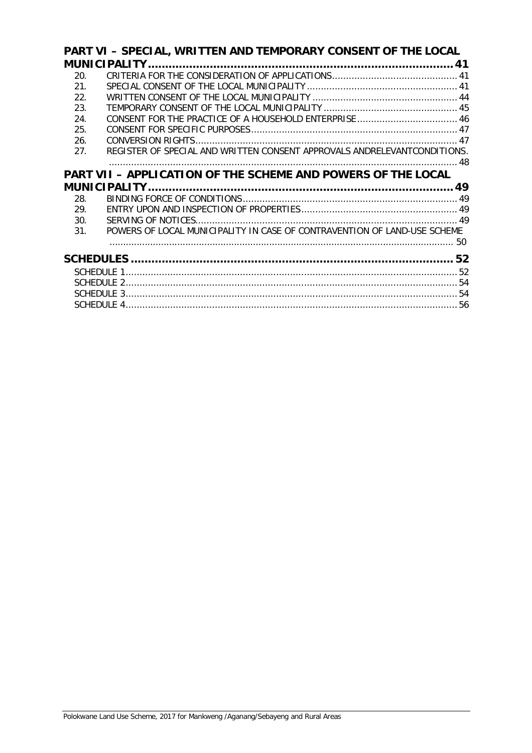**PART VI – SPECIAL, WRITTEN AND TEMPORARY CONSENT OF THE LOCAL MUNICIPALITY ........................................................................................ 41**

20. CRITERIA FOR THE CONSIDERATION OF APPLICATIONS ............................................ 41
21. SPECIAL CONSENT OF THE LOCAL MUNICIPALITY ..................................................... 41
22. WRITTEN CONSENT OF THE LOCAL MUNICIPALITY ................................................... 44
23. TEMPORARY CONSENT OF THE LOCAL MUNICIPALITY ............................................... 45
24. CONSENT FOR THE PRACTICE OF A HOUSEHOLD ENTERPRISE ................................... 46
25. CONSENT FOR SPECIFIC PURPOSES ......................................................................... 47
26. CONVERSION RIGHTS ............................................................................................. 47
27. REGISTER OF SPECIAL AND WRITTEN CONSENT APPROVALS ANDRELEVANTCONDITIONS. ........................................................................................................................... 48

**PART VII – APPLICATION OF THE SCHEME AND POWERS OF THE LOCAL MUNICIPALITY ........................................................................................ 49**

28. BINDING FORCE OF CONDITIONS ............................................................................ 49
29. ENTRY UPON AND INSPECTION OF PROPERTIES ....................................................... 49
30. SERVING OF NOTICES ............................................................................................. 49
31. POWERS OF LOCAL MUNICIPALITY IN CASE OF CONTRAVENTION OF LAND-USE SCHEME ........................................................................................................................... 50

**SCHEDULES ........................................................................................ 52**

SCHEDULE 1 ...................................................................................................... 52
SCHEDULE 2 ...................................................................................................... 54
SCHEDULE 3 ...................................................................................................... 54
SCHEDULE 4 ...................................................................................................... 56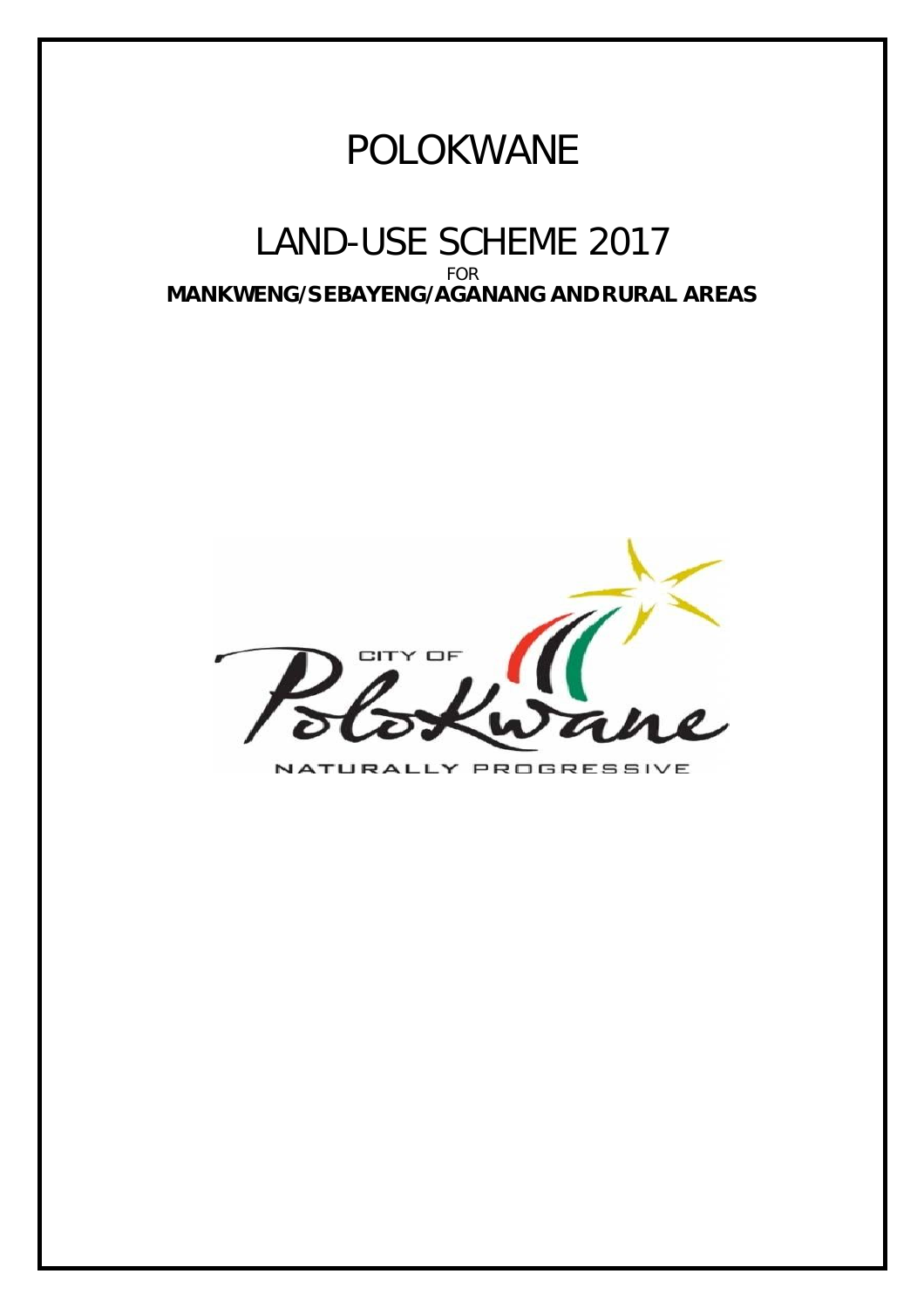# POLOKWANE

# LAND-USE SCHEME 2017

FOR

**MANKWENG/SEBAYENG/AGANANG AND RURAL AREAS**

CITY OF Polokwane

NATURALLY PROGRESSIVE